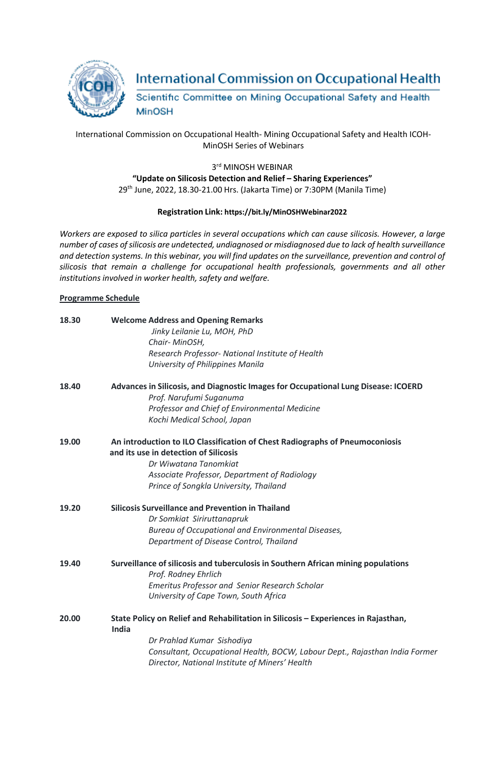# International Commission on Occupational Health

## Scientific Committee on Mining Occupational Safety and Health MinOSH

International Commission on Occupational Health- Mining Occupational Safety and Health ICOH-MinOSH Series of Webinars

3rd MINOSH WEBINAR

**"Update on Silicosis Detection and Relief – Sharing Experiences"**

29th June, 2022, 18.30-21.00 Hrs. (Jakarta Time) or 7:30PM (Manila Time)

**Registration Link: https://bit.ly/MinOSHWebinar2022**

*Workers are exposed to silica particles in several occupations which can cause silicosis. However, a large number of cases of silicosis are undetected, undiagnosed or misdiagnosed due to lack of health surveillance and detection systems. In this webinar, you will find updates on the surveillance, prevention and control of silicosis that remain a challenge for occupational health professionals, governments and all other institutions involved in worker health, safety and welfare.*

**Programme Schedule**

**18.30** **Welcome Address and Opening Remarks**
*Jinky Leilanie Lu, MOH, PhD*
*Chair- MinOSH,*
*Research Professor- National Institute of Health*
*University of Philippines Manila*

**18.40** **Advances in Silicosis, and Diagnostic Images for Occupational Lung Disease: ICOERD**
*Prof. Narufumi Suganuma*
*Professor and Chief of Environmental Medicine*
*Kochi Medical School, Japan*

**19.00** **An introduction to ILO Classification of Chest Radiographs of Pneumoconiosis and its use in detection of Silicosis**
*Dr Wiwatana Tanomkiat*
*Associate Professor, Department of Radiology*
*Prince of Songkla University, Thailand*

**19.20** **Silicosis Surveillance and Prevention in Thailand**
*Dr Somkiat Siriruttanapruk*
*Bureau of Occupational and Environmental Diseases,*
*Department of Disease Control, Thailand*

**19.40** **Surveillance of silicosis and tuberculosis in Southern African mining populations**
*Prof. Rodney Ehrlich*
*Emeritus Professor and Senior Research Scholar*
*University of Cape Town, South Africa*

**20.00** **State Policy on Relief and Rehabilitation in Silicosis – Experiences in Rajasthan, India**
*Dr Prahlad Kumar Sishodiya*
*Consultant, Occupational Health, BOCW, Labour Dept., Rajasthan India Former Director, National Institute of Miners' Health*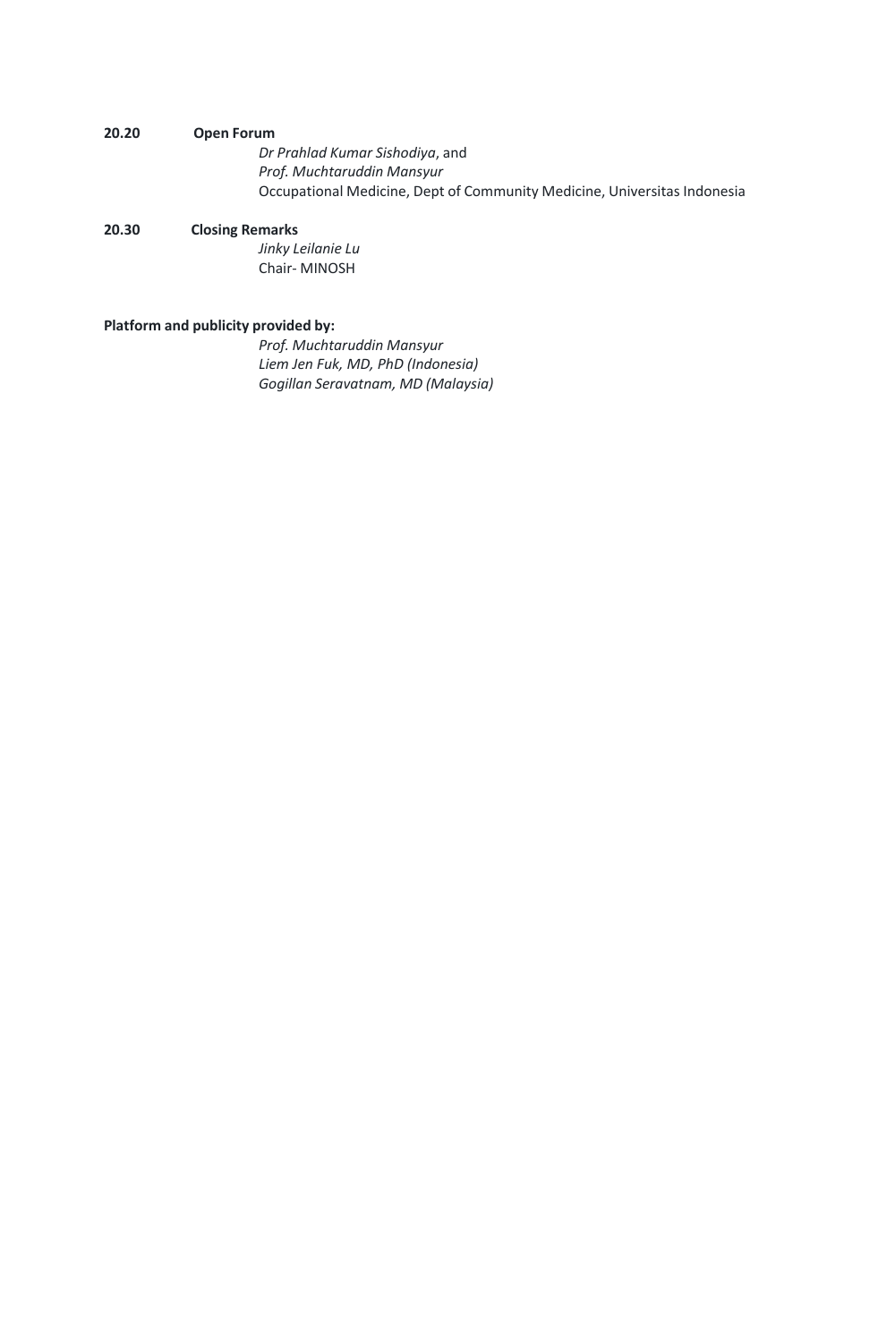**20.20** **Open Forum**

*Dr Prahlad Kumar Sishodiya*, and
*Prof. Muchtaruddin Mansyur*
Occupational Medicine, Dept of Community Medicine, Universitas Indonesia

**20.30** **Closing Remarks**

*Jinky Leilanie Lu*
Chair- MINOSH

**Platform and publicity provided by:**

*Prof. Muchtaruddin Mansyur*
*Liem Jen Fuk, MD, PhD (Indonesia)*
*Gogillan Seravatnam, MD (Malaysia)*